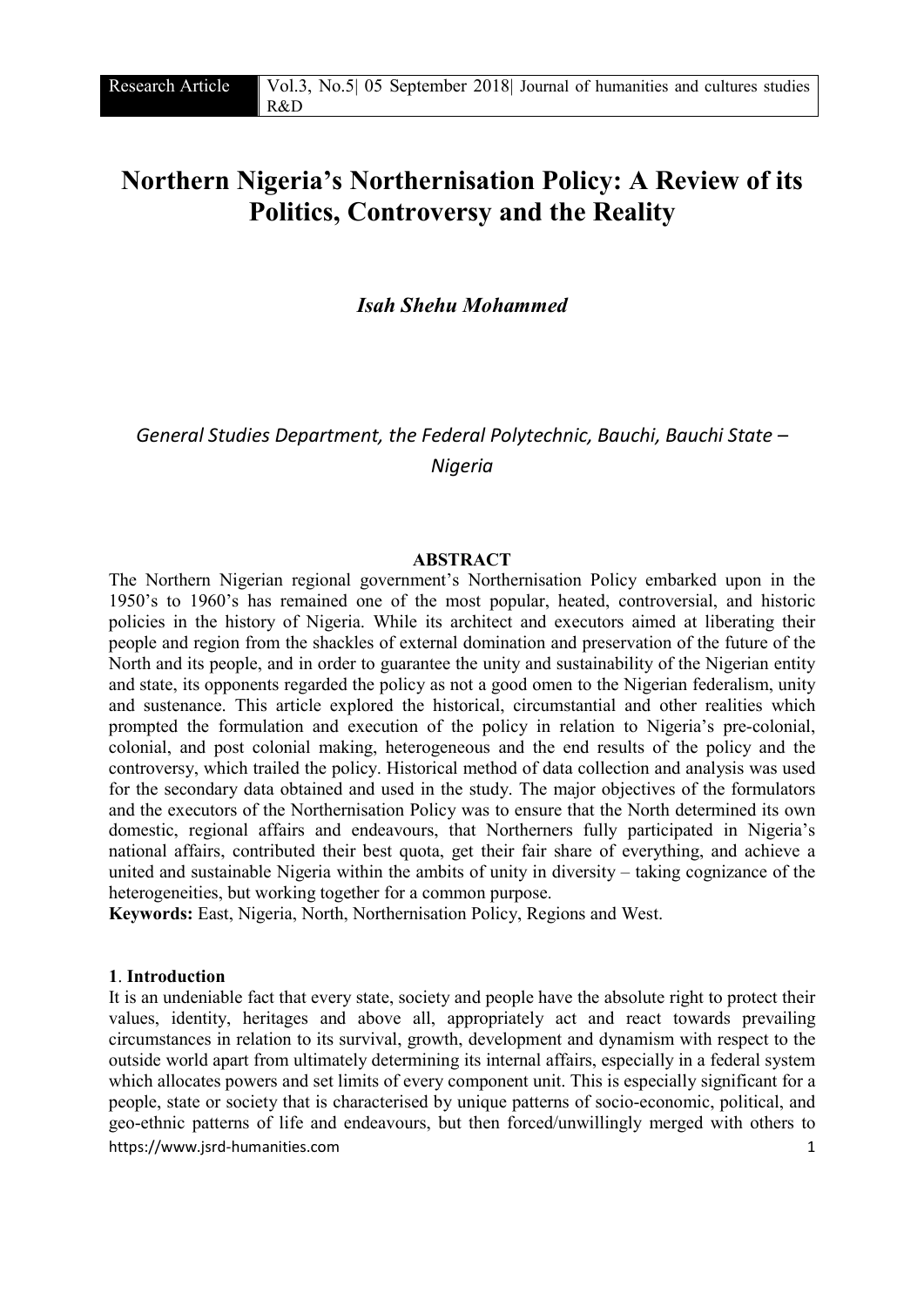# Northern Nigeria's Northernisation Policy: A Review of its Politics, Controversy and the Reality

***Isah Shehu Mohammed***

*General Studies Department, the Federal Polytechnic, Bauchi, Bauchi State – Nigeria*

## ABSTRACT

The Northern Nigerian regional government's Northernisation Policy embarked upon in the 1950's to 1960's has remained one of the most popular, heated, controversial, and historic policies in the history of Nigeria. While its architect and executors aimed at liberating their people and region from the shackles of external domination and preservation of the future of the North and its people, and in order to guarantee the unity and sustainability of the Nigerian entity and state, its opponents regarded the policy as not a good omen to the Nigerian federalism, unity and sustenance. This article explored the historical, circumstantial and other realities which prompted the formulation and execution of the policy in relation to Nigeria's pre-colonial, colonial, and post colonial making, heterogeneous and the end results of the policy and the controversy, which trailed the policy. Historical method of data collection and analysis was used for the secondary data obtained and used in the study. The major objectives of the formulators and the executors of the Northernisation Policy was to ensure that the North determined its own domestic, regional affairs and endeavours, that Northerners fully participated in Nigeria's national affairs, contributed their best quota, get their fair share of everything, and achieve a united and sustainable Nigeria within the ambits of unity in diversity – taking cognizance of the heterogeneities, but working together for a common purpose.

**Keywords:** East, Nigeria, North, Northernisation Policy, Regions and West.

## 1. Introduction

It is an undeniable fact that every state, society and people have the absolute right to protect their values, identity, heritages and above all, appropriately act and react towards prevailing circumstances in relation to its survival, growth, development and dynamism with respect to the outside world apart from ultimately determining its internal affairs, especially in a federal system which allocates powers and set limits of every component unit. This is especially significant for a people, state or society that is characterised by unique patterns of socio-economic, political, and geo-ethnic patterns of life and endeavours, but then forced/unwillingly merged with others to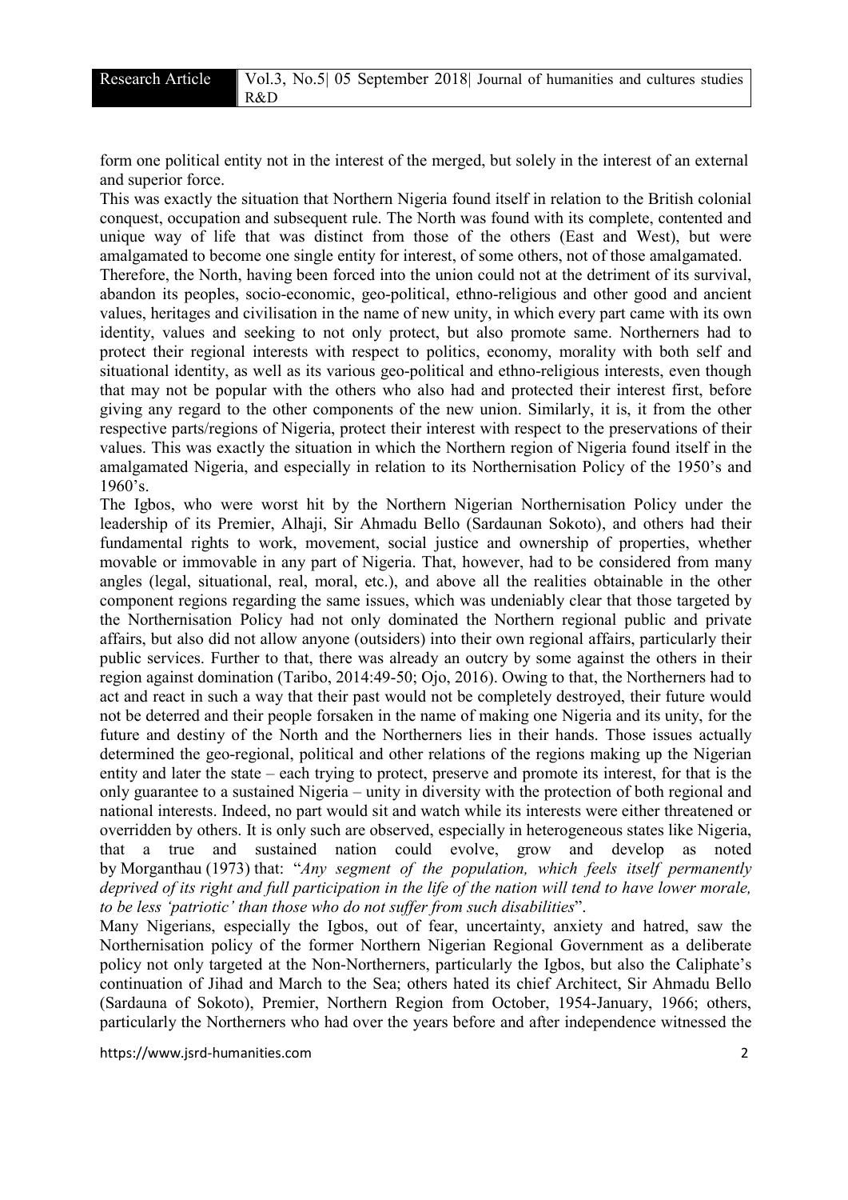form one political entity not in the interest of the merged, but solely in the interest of an external and superior force.

This was exactly the situation that Northern Nigeria found itself in relation to the British colonial conquest, occupation and subsequent rule. The North was found with its complete, contented and unique way of life that was distinct from those of the others (East and West), but were amalgamated to become one single entity for interest, of some others, not of those amalgamated.

Therefore, the North, having been forced into the union could not at the detriment of its survival, abandon its peoples, socio-economic, geo-political, ethno-religious and other good and ancient values, heritages and civilisation in the name of new unity, in which every part came with its own identity, values and seeking to not only protect, but also promote same. Northerners had to protect their regional interests with respect to politics, economy, morality with both self and situational identity, as well as its various geo-political and ethno-religious interests, even though that may not be popular with the others who also had and protected their interest first, before giving any regard to the other components of the new union. Similarly, it is, it from the other respective parts/regions of Nigeria, protect their interest with respect to the preservations of their values. This was exactly the situation in which the Northern region of Nigeria found itself in the amalgamated Nigeria, and especially in relation to its Northernisation Policy of the 1950's and 1960's.

The Igbos, who were worst hit by the Northern Nigerian Northernisation Policy under the leadership of its Premier, Alhaji, Sir Ahmadu Bello (Sardaunan Sokoto), and others had their fundamental rights to work, movement, social justice and ownership of properties, whether movable or immovable in any part of Nigeria. That, however, had to be considered from many angles (legal, situational, real, moral, etc.), and above all the realities obtainable in the other component regions regarding the same issues, which was undeniably clear that those targeted by the Northernisation Policy had not only dominated the Northern regional public and private affairs, but also did not allow anyone (outsiders) into their own regional affairs, particularly their public services. Further to that, there was already an outcry by some against the others in their region against domination (Taribo, 2014:49-50; Ojo, 2016). Owing to that, the Northerners had to act and react in such a way that their past would not be completely destroyed, their future would not be deterred and their people forsaken in the name of making one Nigeria and its unity, for the future and destiny of the North and the Northerners lies in their hands. Those issues actually determined the geo-regional, political and other relations of the regions making up the Nigerian entity and later the state – each trying to protect, preserve and promote its interest, for that is the only guarantee to a sustained Nigeria – unity in diversity with the protection of both regional and national interests. Indeed, no part would sit and watch while its interests were either threatened or overridden by others. It is only such are observed, especially in heterogeneous states like Nigeria, that a true and sustained nation could evolve, grow and develop as noted by Morganthau (1973) that: "*Any segment of the population, which feels itself permanently deprived of its right and full participation in the life of the nation will tend to have lower morale, to be less 'patriotic' than those who do not suffer from such disabilities*".

Many Nigerians, especially the Igbos, out of fear, uncertainty, anxiety and hatred, saw the Northernisation policy of the former Northern Nigerian Regional Government as a deliberate policy not only targeted at the Non-Northerners, particularly the Igbos, but also the Caliphate's continuation of Jihad and March to the Sea; others hated its chief Architect, Sir Ahmadu Bello (Sardauna of Sokoto), Premier, Northern Region from October, 1954-January, 1966; others, particularly the Northerners who had over the years before and after independence witnessed the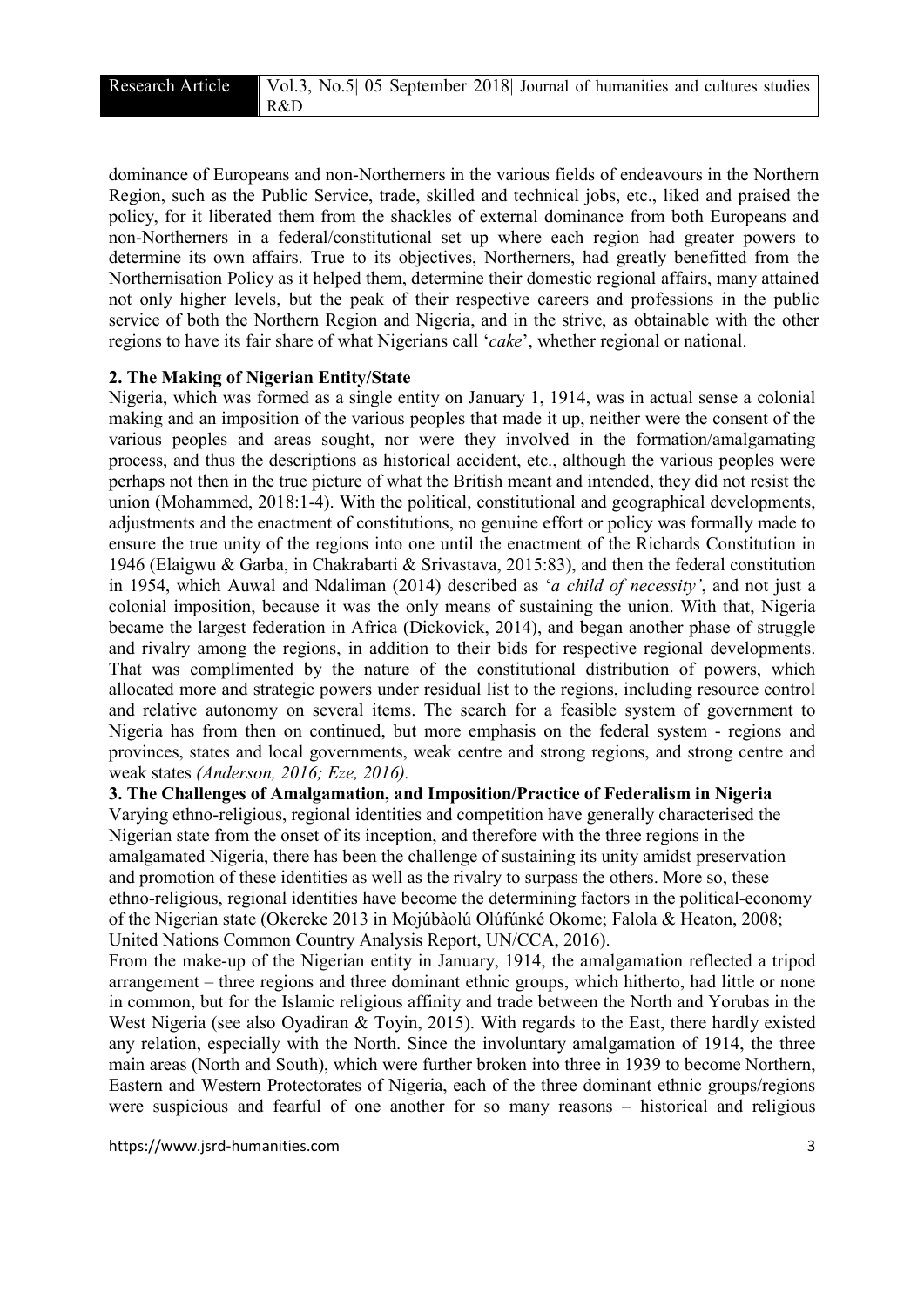dominance of Europeans and non-Northerners in the various fields of endeavours in the Northern Region, such as the Public Service, trade, skilled and technical jobs, etc., liked and praised the policy, for it liberated them from the shackles of external dominance from both Europeans and non-Northerners in a federal/constitutional set up where each region had greater powers to determine its own affairs. True to its objectives, Northerners, had greatly benefitted from the Northernisation Policy as it helped them, determine their domestic regional affairs, many attained not only higher levels, but the peak of their respective careers and professions in the public service of both the Northern Region and Nigeria, and in the strive, as obtainable with the other regions to have its fair share of what Nigerians call '*cake*', whether regional or national.

## 2. The Making of Nigerian Entity/State

Nigeria, which was formed as a single entity on January 1, 1914, was in actual sense a colonial making and an imposition of the various peoples that made it up, neither were the consent of the various peoples and areas sought, nor were they involved in the formation/amalgamating process, and thus the descriptions as historical accident, etc., although the various peoples were perhaps not then in the true picture of what the British meant and intended, they did not resist the union (Mohammed, 2018:1-4). With the political, constitutional and geographical developments, adjustments and the enactment of constitutions, no genuine effort or policy was formally made to ensure the true unity of the regions into one until the enactment of the Richards Constitution in 1946 (Elaigwu & Garba, in Chakrabarti & Srivastava, 2015:83), and then the federal constitution in 1954, which Auwal and Ndaliman (2014) described as '*a child of necessity'*, and not just a colonial imposition, because it was the only means of sustaining the union. With that, Nigeria became the largest federation in Africa (Dickovick, 2014), and began another phase of struggle and rivalry among the regions, in addition to their bids for respective regional developments. That was complimented by the nature of the constitutional distribution of powers, which allocated more and strategic powers under residual list to the regions, including resource control and relative autonomy on several items. The search for a feasible system of government to Nigeria has from then on continued, but more emphasis on the federal system - regions and provinces, states and local governments, weak centre and strong regions, and strong centre and weak states *(Anderson, 2016; Eze, 2016).*

## 3. The Challenges of Amalgamation, and Imposition/Practice of Federalism in Nigeria

Varying ethno-religious, regional identities and competition have generally characterised the Nigerian state from the onset of its inception, and therefore with the three regions in the amalgamated Nigeria, there has been the challenge of sustaining its unity amidst preservation and promotion of these identities as well as the rivalry to surpass the others. More so, these ethno-religious, regional identities have become the determining factors in the political-economy of the Nigerian state (Okereke 2013 in Mojúbàolú Olúfúnké Okome; Falola & Heaton, 2008; United Nations Common Country Analysis Report, UN/CCA, 2016).

From the make-up of the Nigerian entity in January, 1914, the amalgamation reflected a tripod arrangement – three regions and three dominant ethnic groups, which hitherto, had little or none in common, but for the Islamic religious affinity and trade between the North and Yorubas in the West Nigeria (see also Oyadiran & Toyin, 2015). With regards to the East, there hardly existed any relation, especially with the North. Since the involuntary amalgamation of 1914, the three main areas (North and South), which were further broken into three in 1939 to become Northern, Eastern and Western Protectorates of Nigeria, each of the three dominant ethnic groups/regions were suspicious and fearful of one another for so many reasons – historical and religious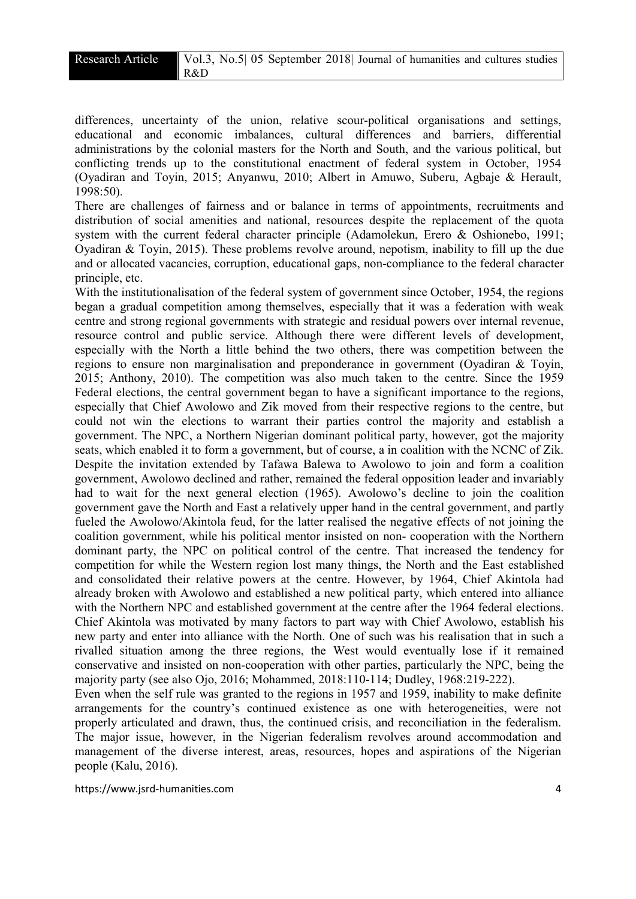differences, uncertainty of the union, relative scour-political organisations and settings, educational and economic imbalances, cultural differences and barriers, differential administrations by the colonial masters for the North and South, and the various political, but conflicting trends up to the constitutional enactment of federal system in October, 1954 (Oyadiran and Toyin, 2015; Anyanwu, 2010; Albert in Amuwo, Suberu, Agbaje & Herault, 1998:50).

There are challenges of fairness and or balance in terms of appointments, recruitments and distribution of social amenities and national, resources despite the replacement of the quota system with the current federal character principle (Adamolekun, Erero & Oshionebo, 1991; Oyadiran & Toyin, 2015). These problems revolve around, nepotism, inability to fill up the due and or allocated vacancies, corruption, educational gaps, non-compliance to the federal character principle, etc.

With the institutionalisation of the federal system of government since October, 1954, the regions began a gradual competition among themselves, especially that it was a federation with weak centre and strong regional governments with strategic and residual powers over internal revenue, resource control and public service. Although there were different levels of development, especially with the North a little behind the two others, there was competition between the regions to ensure non marginalisation and preponderance in government (Oyadiran & Toyin, 2015; Anthony, 2010). The competition was also much taken to the centre. Since the 1959 Federal elections, the central government began to have a significant importance to the regions, especially that Chief Awolowo and Zik moved from their respective regions to the centre, but could not win the elections to warrant their parties control the majority and establish a government. The NPC, a Northern Nigerian dominant political party, however, got the majority seats, which enabled it to form a government, but of course, a in coalition with the NCNC of Zik. Despite the invitation extended by Tafawa Balewa to Awolowo to join and form a coalition government, Awolowo declined and rather, remained the federal opposition leader and invariably had to wait for the next general election (1965). Awolowo's decline to join the coalition government gave the North and East a relatively upper hand in the central government, and partly fueled the Awolowo/Akintola feud, for the latter realised the negative effects of not joining the coalition government, while his political mentor insisted on non- cooperation with the Northern dominant party, the NPC on political control of the centre. That increased the tendency for competition for while the Western region lost many things, the North and the East established and consolidated their relative powers at the centre. However, by 1964, Chief Akintola had already broken with Awolowo and established a new political party, which entered into alliance with the Northern NPC and established government at the centre after the 1964 federal elections. Chief Akintola was motivated by many factors to part way with Chief Awolowo, establish his new party and enter into alliance with the North. One of such was his realisation that in such a rivalled situation among the three regions, the West would eventually lose if it remained conservative and insisted on non-cooperation with other parties, particularly the NPC, being the majority party (see also Ojo, 2016; Mohammed, 2018:110-114; Dudley, 1968:219-222).

Even when the self rule was granted to the regions in 1957 and 1959, inability to make definite arrangements for the country's continued existence as one with heterogeneities, were not properly articulated and drawn, thus, the continued crisis, and reconciliation in the federalism. The major issue, however, in the Nigerian federalism revolves around accommodation and management of the diverse interest, areas, resources, hopes and aspirations of the Nigerian people (Kalu, 2016).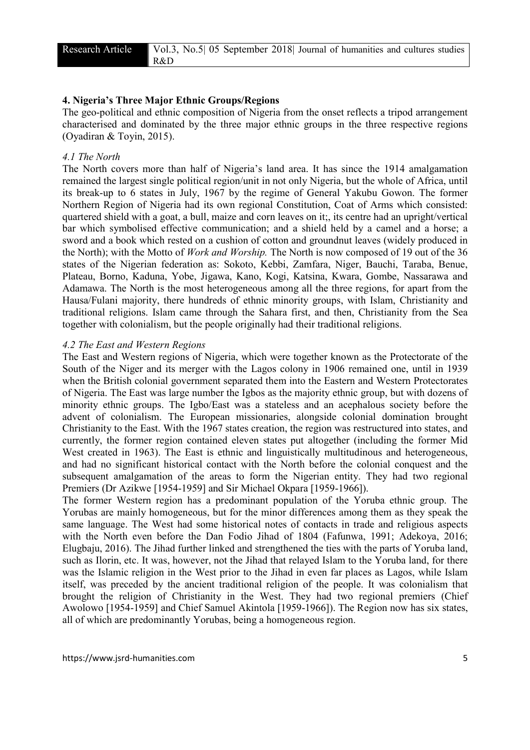## 4. Nigeria's Three Major Ethnic Groups/Regions

The geo-political and ethnic composition of Nigeria from the onset reflects a tripod arrangement characterised and dominated by the three major ethnic groups in the three respective regions (Oyadiran & Toyin, 2015).

### *4.1 The North*

The North covers more than half of Nigeria's land area. It has since the 1914 amalgamation remained the largest single political region/unit in not only Nigeria, but the whole of Africa, until its break-up to 6 states in July, 1967 by the regime of General Yakubu Gowon. The former Northern Region of Nigeria had its own regional Constitution, Coat of Arms which consisted: quartered shield with a goat, a bull, maize and corn leaves on it;, its centre had an upright/vertical bar which symbolised effective communication; and a shield held by a camel and a horse; a sword and a book which rested on a cushion of cotton and groundnut leaves (widely produced in the North); with the Motto of *Work and Worship.* The North is now composed of 19 out of the 36 states of the Nigerian federation as: Sokoto, Kebbi, Zamfara, Niger, Bauchi, Taraba, Benue, Plateau, Borno, Kaduna, Yobe, Jigawa, Kano, Kogi, Katsina, Kwara, Gombe, Nassarawa and Adamawa. The North is the most heterogeneous among all the three regions, for apart from the Hausa/Fulani majority, there hundreds of ethnic minority groups, with Islam, Christianity and traditional religions. Islam came through the Sahara first, and then, Christianity from the Sea together with colonialism, but the people originally had their traditional religions.

### *4.2 The East and Western Regions*

The East and Western regions of Nigeria, which were together known as the Protectorate of the South of the Niger and its merger with the Lagos colony in 1906 remained one, until in 1939 when the British colonial government separated them into the Eastern and Western Protectorates of Nigeria. The East was large number the Igbos as the majority ethnic group, but with dozens of minority ethnic groups. The Igbo/East was a stateless and an acephalous society before the advent of colonialism. The European missionaries, alongside colonial domination brought Christianity to the East. With the 1967 states creation, the region was restructured into states, and currently, the former region contained eleven states put altogether (including the former Mid West created in 1963). The East is ethnic and linguistically multitudinous and heterogeneous, and had no significant historical contact with the North before the colonial conquest and the subsequent amalgamation of the areas to form the Nigerian entity. They had two regional Premiers (Dr Azikwe [1954-1959] and Sir Michael Okpara [1959-1966]).

The former Western region has a predominant population of the Yoruba ethnic group. The Yorubas are mainly homogeneous, but for the minor differences among them as they speak the same language. The West had some historical notes of contacts in trade and religious aspects with the North even before the Dan Fodio Jihad of 1804 (Fafunwa, 1991; Adekoya, 2016; Elugbaju, 2016). The Jihad further linked and strengthened the ties with the parts of Yoruba land, such as Ilorin, etc. It was, however, not the Jihad that relayed Islam to the Yoruba land, for there was the Islamic religion in the West prior to the Jihad in even far places as Lagos, while Islam itself, was preceded by the ancient traditional religion of the people. It was colonialism that brought the religion of Christianity in the West. They had two regional premiers (Chief Awolowo [1954-1959] and Chief Samuel Akintola [1959-1966]). The Region now has six states, all of which are predominantly Yorubas, being a homogeneous region.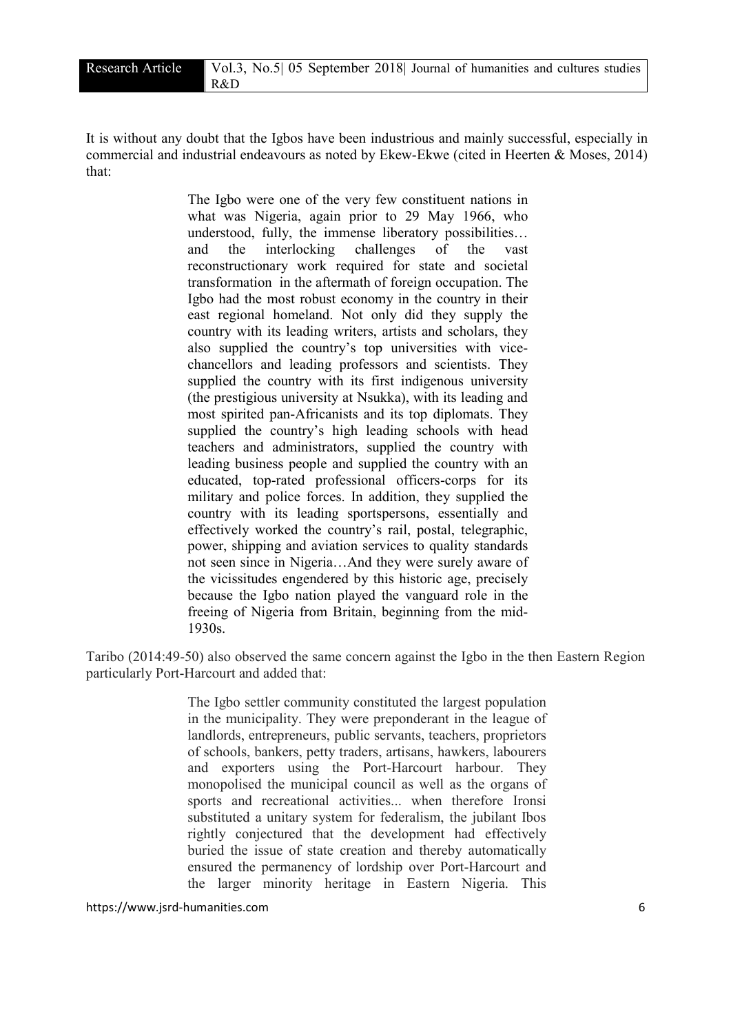It is without any doubt that the Igbos have been industrious and mainly successful, especially in commercial and industrial endeavours as noted by Ekew-Ekwe (cited in Heerten & Moses, 2014) that:

> The Igbo were one of the very few constituent nations in what was Nigeria, again prior to 29 May 1966, who understood, fully, the immense liberatory possibilities… and the interlocking challenges of the vast reconstructionary work required for state and societal transformation in the aftermath of foreign occupation. The Igbo had the most robust economy in the country in their east regional homeland. Not only did they supply the country with its leading writers, artists and scholars, they also supplied the country's top universities with vice-chancellors and leading professors and scientists. They supplied the country with its first indigenous university (the prestigious university at Nsukka), with its leading and most spirited pan-Africanists and its top diplomats. They supplied the country's high leading schools with head teachers and administrators, supplied the country with leading business people and supplied the country with an educated, top-rated professional officers-corps for its military and police forces. In addition, they supplied the country with its leading sportspersons, essentially and effectively worked the country's rail, postal, telegraphic, power, shipping and aviation services to quality standards not seen since in Nigeria…And they were surely aware of the vicissitudes engendered by this historic age, precisely because the Igbo nation played the vanguard role in the freeing of Nigeria from Britain, beginning from the mid-1930s.

Taribo (2014:49-50) also observed the same concern against the Igbo in the then Eastern Region particularly Port-Harcourt and added that:

> The Igbo settler community constituted the largest population in the municipality. They were preponderant in the league of landlords, entrepreneurs, public servants, teachers, proprietors of schools, bankers, petty traders, artisans, hawkers, labourers and exporters using the Port-Harcourt harbour. They monopolised the municipal council as well as the organs of sports and recreational activities... when therefore Ironsi substituted a unitary system for federalism, the jubilant Ibos rightly conjectured that the development had effectively buried the issue of state creation and thereby automatically ensured the permanency of lordship over Port-Harcourt and the larger minority heritage in Eastern Nigeria. This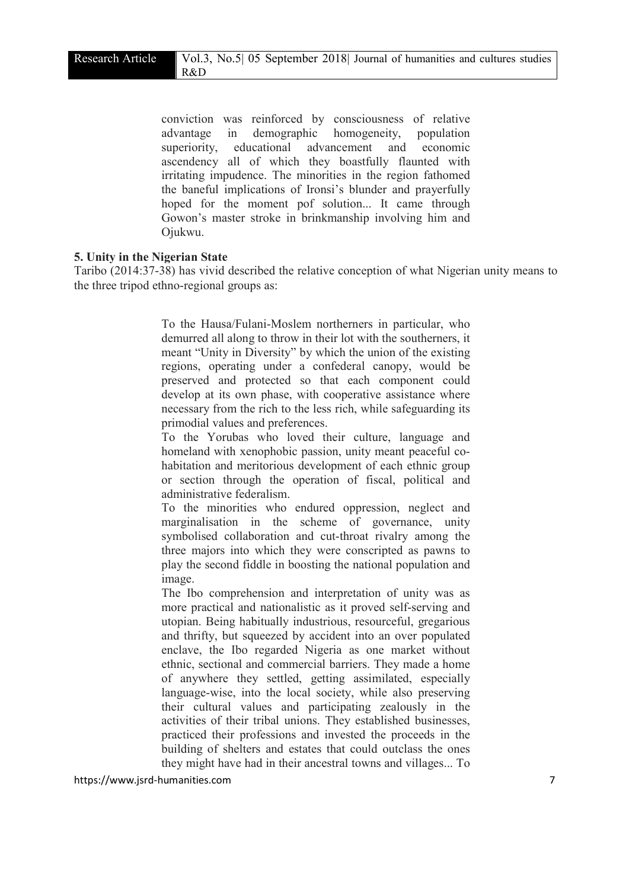> conviction was reinforced by consciousness of relative advantage in demographic homogeneity, population superiority, educational advancement and economic ascendency all of which they boastfully flaunted with irritating impudence. The minorities in the region fathomed the baneful implications of Ironsi's blunder and prayerfully hoped for the moment pof solution... It came through Gowon's master stroke in brinkmanship involving him and Ojukwu.

### 5. Unity in the Nigerian State

Taribo (2014:37-38) has vivid described the relative conception of what Nigerian unity means to the three tripod ethno-regional groups as:

> To the Hausa/Fulani-Moslem northerners in particular, who demurred all along to throw in their lot with the southerners, it meant "Unity in Diversity" by which the union of the existing regions, operating under a confederal canopy, would be preserved and protected so that each component could develop at its own phase, with cooperative assistance where necessary from the rich to the less rich, while safeguarding its primodial values and preferences.
>
> To the Yorubas who loved their culture, language and homeland with xenophobic passion, unity meant peaceful co-habitation and meritorious development of each ethnic group or section through the operation of fiscal, political and administrative federalism.
>
> To the minorities who endured oppression, neglect and marginalisation in the scheme of governance, unity symbolised collaboration and cut-throat rivalry among the three majors into which they were conscripted as pawns to play the second fiddle in boosting the national population and image.
>
> The Ibo comprehension and interpretation of unity was as more practical and nationalistic as it proved self-serving and utopian. Being habitually industrious, resourceful, gregarious and thrifty, but squeezed by accident into an over populated enclave, the Ibo regarded Nigeria as one market without ethnic, sectional and commercial barriers. They made a home of anywhere they settled, getting assimilated, especially language-wise, into the local society, while also preserving their cultural values and participating zealously in the activities of their tribal unions. They established businesses, practiced their professions and invested the proceeds in the building of shelters and estates that could outclass the ones they might have had in their ancestral towns and villages... To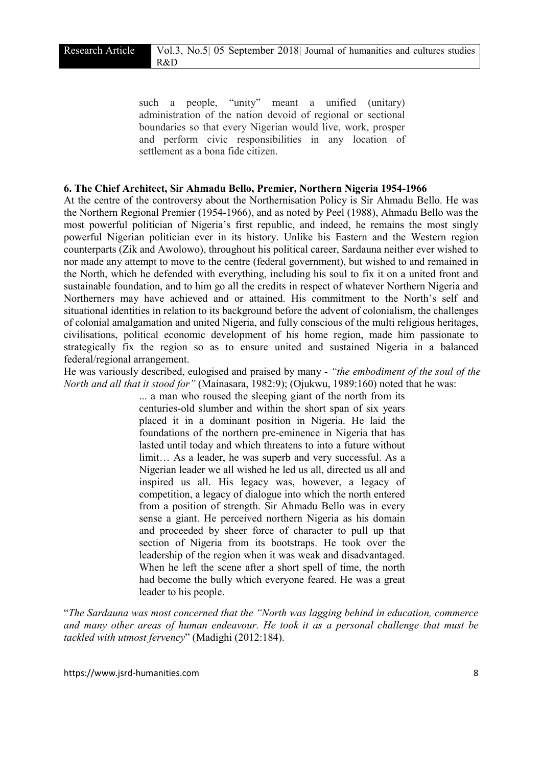> such a people, "unity" meant a unified (unitary) administration of the nation devoid of regional or sectional boundaries so that every Nigerian would live, work, prosper and perform civic responsibilities in any location of settlement as a bona fide citizen.

## 6. The Chief Architect, Sir Ahmadu Bello, Premier, Northern Nigeria 1954-1966

At the centre of the controversy about the Northernisation Policy is Sir Ahmadu Bello. He was the Northern Regional Premier (1954-1966), and as noted by Peel (1988), Ahmadu Bello was the most powerful politician of Nigeria's first republic, and indeed, he remains the most singly powerful Nigerian politician ever in its history. Unlike his Eastern and the Western region counterparts (Zik and Awolowo), throughout his political career, Sardauna neither ever wished to nor made any attempt to move to the centre (federal government), but wished to and remained in the North, which he defended with everything, including his soul to fix it on a united front and sustainable foundation, and to him go all the credits in respect of whatever Northern Nigeria and Northerners may have achieved and or attained. His commitment to the North's self and situational identities in relation to its background before the advent of colonialism, the challenges of colonial amalgamation and united Nigeria, and fully conscious of the multi religious heritages, civilisations, political economic development of his home region, made him passionate to strategically fix the region so as to ensure united and sustained Nigeria in a balanced federal/regional arrangement.

He was variously described, eulogised and praised by many - *"the embodiment of the soul of the North and all that it stood for"* (Mainasara, 1982:9); (Ojukwu, 1989:160) noted that he was:

> ... a man who roused the sleeping giant of the north from its centuries-old slumber and within the short span of six years placed it in a dominant position in Nigeria. He laid the foundations of the northern pre-eminence in Nigeria that has lasted until today and which threatens to into a future without limit… As a leader, he was superb and very successful. As a Nigerian leader we all wished he led us all, directed us all and inspired us all. His legacy was, however, a legacy of competition, a legacy of dialogue into which the north entered from a position of strength. Sir Ahmadu Bello was in every sense a giant. He perceived northern Nigeria as his domain and proceeded by sheer force of character to pull up that section of Nigeria from its bootstraps. He took over the leadership of the region when it was weak and disadvantaged. When he left the scene after a short spell of time, the north had become the bully which everyone feared. He was a great leader to his people.

"*The Sardauna was most concerned that the "North was lagging behind in education, commerce and many other areas of human endeavour. He took it as a personal challenge that must be tackled with utmost fervency*" (Madighi (2012:184).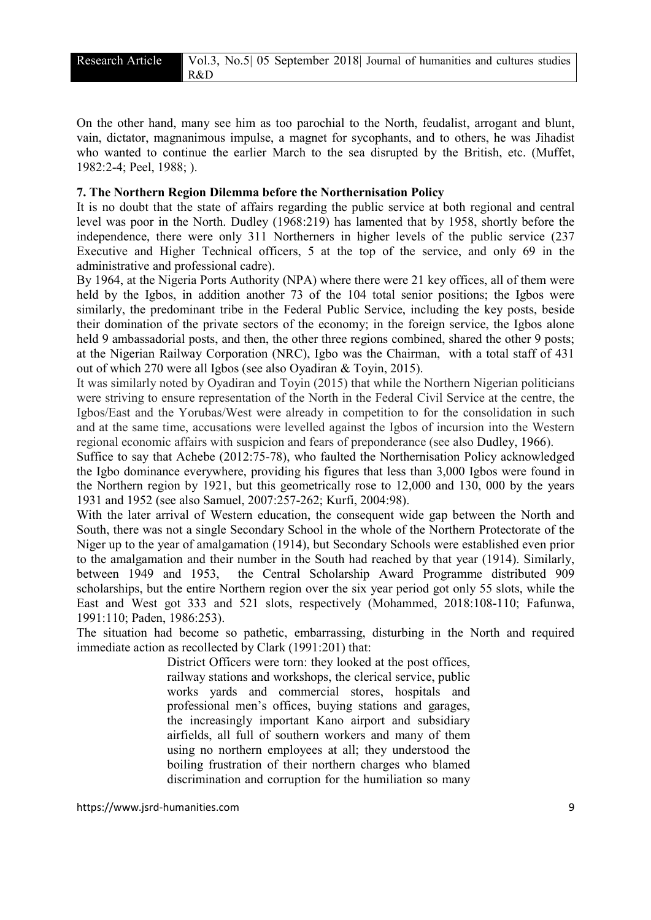On the other hand, many see him as too parochial to the North, feudalist, arrogant and blunt, vain, dictator, magnanimous impulse, a magnet for sycophants, and to others, he was Jihadist who wanted to continue the earlier March to the sea disrupted by the British, etc. (Muffet, 1982:2-4; Peel, 1988; ).

### 7. The Northern Region Dilemma before the Northernisation Policy

It is no doubt that the state of affairs regarding the public service at both regional and central level was poor in the North. Dudley (1968:219) has lamented that by 1958, shortly before the independence, there were only 311 Northerners in higher levels of the public service (237 Executive and Higher Technical officers, 5 at the top of the service, and only 69 in the administrative and professional cadre).

By 1964, at the Nigeria Ports Authority (NPA) where there were 21 key offices, all of them were held by the Igbos, in addition another 73 of the 104 total senior positions; the Igbos were similarly, the predominant tribe in the Federal Public Service, including the key posts, beside their domination of the private sectors of the economy; in the foreign service, the Igbos alone held 9 ambassadorial posts, and then, the other three regions combined, shared the other 9 posts; at the Nigerian Railway Corporation (NRC), Igbo was the Chairman, with a total staff of 431 out of which 270 were all Igbos (see also Oyadiran & Toyin, 2015).

It was similarly noted by Oyadiran and Toyin (2015) that while the Northern Nigerian politicians were striving to ensure representation of the North in the Federal Civil Service at the centre, the Igbos/East and the Yorubas/West were already in competition to for the consolidation in such and at the same time, accusations were levelled against the Igbos of incursion into the Western regional economic affairs with suspicion and fears of preponderance (see also Dudley, 1966).

Suffice to say that Achebe (2012:75-78), who faulted the Northernisation Policy acknowledged the Igbo dominance everywhere, providing his figures that less than 3,000 Igbos were found in the Northern region by 1921, but this geometrically rose to 12,000 and 130, 000 by the years 1931 and 1952 (see also Samuel, 2007:257-262; Kurfi, 2004:98).

With the later arrival of Western education, the consequent wide gap between the North and South, there was not a single Secondary School in the whole of the Northern Protectorate of the Niger up to the year of amalgamation (1914), but Secondary Schools were established even prior to the amalgamation and their number in the South had reached by that year (1914). Similarly, between 1949 and 1953, the Central Scholarship Award Programme distributed 909 scholarships, but the entire Northern region over the six year period got only 55 slots, while the East and West got 333 and 521 slots, respectively (Mohammed, 2018:108-110; Fafunwa, 1991:110; Paden, 1986:253).

The situation had become so pathetic, embarrassing, disturbing in the North and required immediate action as recollected by Clark (1991:201) that:

> District Officers were torn: they looked at the post offices, railway stations and workshops, the clerical service, public works yards and commercial stores, hospitals and professional men's offices, buying stations and garages, the increasingly important Kano airport and subsidiary airfields, all full of southern workers and many of them using no northern employees at all; they understood the boiling frustration of their northern charges who blamed discrimination and corruption for the humiliation so many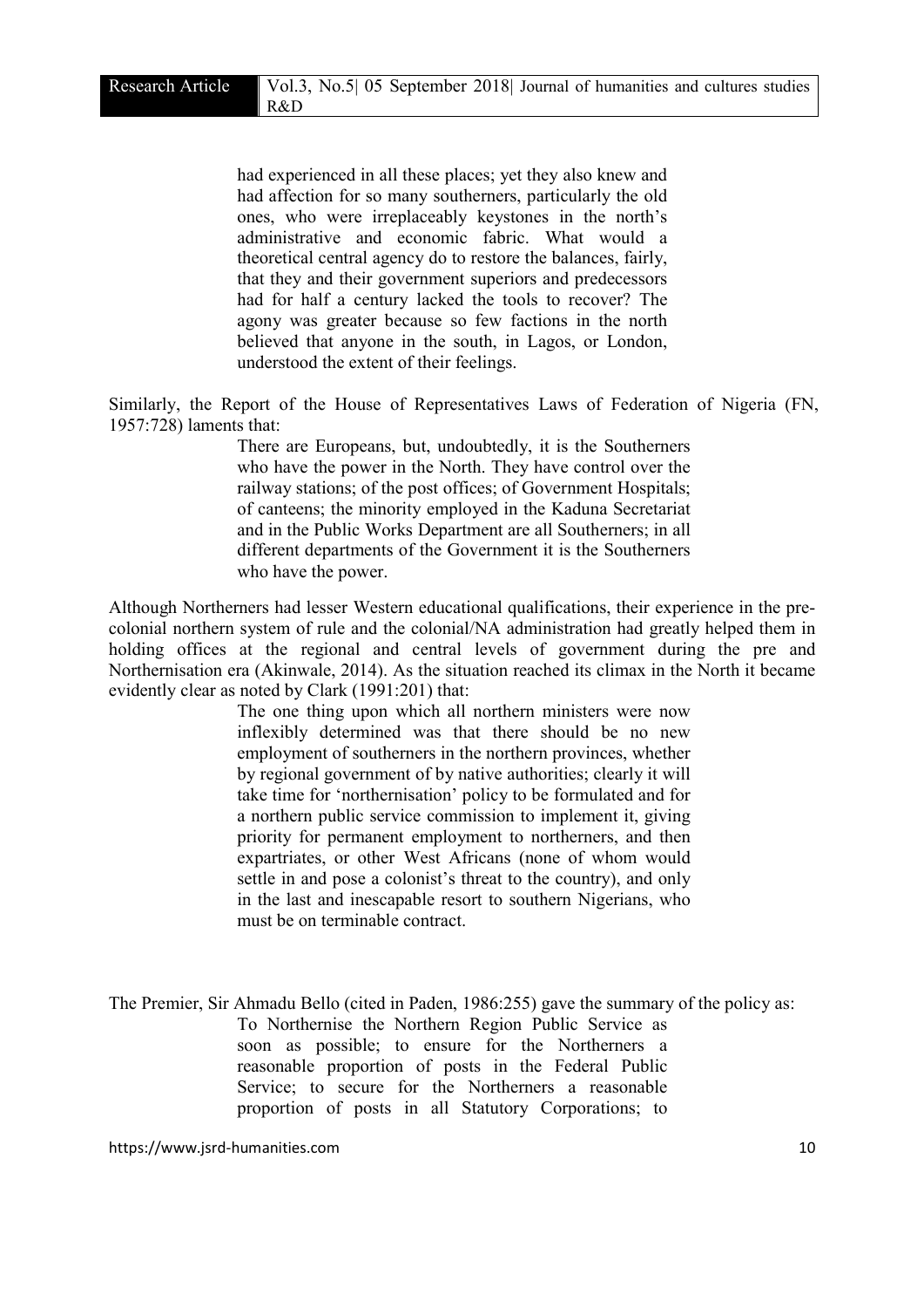> had experienced in all these places; yet they also knew and had affection for so many southerners, particularly the old ones, who were irreplaceably keystones in the north's administrative and economic fabric. What would a theoretical central agency do to restore the balances, fairly, that they and their government superiors and predecessors had for half a century lacked the tools to recover? The agony was greater because so few factions in the north believed that anyone in the south, in Lagos, or London, understood the extent of their feelings.

Similarly, the Report of the House of Representatives Laws of Federation of Nigeria (FN, 1957:728) laments that:

> There are Europeans, but, undoubtedly, it is the Southerners who have the power in the North. They have control over the railway stations; of the post offices; of Government Hospitals; of canteens; the minority employed in the Kaduna Secretariat and in the Public Works Department are all Southerners; in all different departments of the Government it is the Southerners who have the power.

Although Northerners had lesser Western educational qualifications, their experience in the pre-colonial northern system of rule and the colonial/NA administration had greatly helped them in holding offices at the regional and central levels of government during the pre and Northernisation era (Akinwale, 2014). As the situation reached its climax in the North it became evidently clear as noted by Clark (1991:201) that:

> The one thing upon which all northern ministers were now inflexibly determined was that there should be no new employment of southerners in the northern provinces, whether by regional government of by native authorities; clearly it will take time for 'northernisation' policy to be formulated and for a northern public service commission to implement it, giving priority for permanent employment to northerners, and then expartriates, or other West Africans (none of whom would settle in and pose a colonist's threat to the country), and only in the last and inescapable resort to southern Nigerians, who must be on terminable contract.

The Premier, Sir Ahmadu Bello (cited in Paden, 1986:255) gave the summary of the policy as:

> To Northernise the Northern Region Public Service as soon as possible; to ensure for the Northerners a reasonable proportion of posts in the Federal Public Service; to secure for the Northerners a reasonable proportion of posts in all Statutory Corporations; to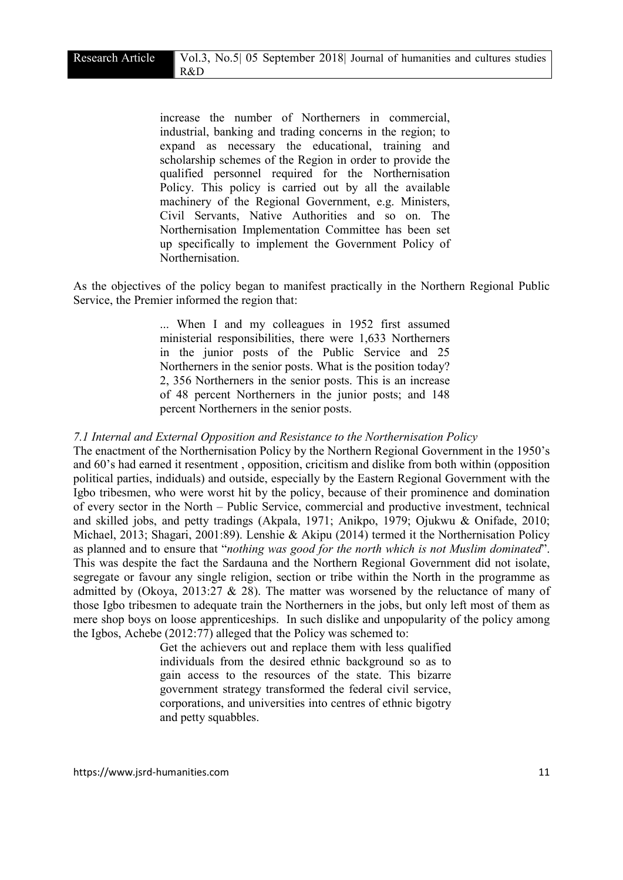> increase the number of Northerners in commercial, industrial, banking and trading concerns in the region; to expand as necessary the educational, training and scholarship schemes of the Region in order to provide the qualified personnel required for the Northernisation Policy. This policy is carried out by all the available machinery of the Regional Government, e.g. Ministers, Civil Servants, Native Authorities and so on. The Northernisation Implementation Committee has been set up specifically to implement the Government Policy of Northernisation.

As the objectives of the policy began to manifest practically in the Northern Regional Public Service, the Premier informed the region that:

> ... When I and my colleagues in 1952 first assumed ministerial responsibilities, there were 1,633 Northerners in the junior posts of the Public Service and 25 Northerners in the senior posts. What is the position today? 2, 356 Northerners in the senior posts. This is an increase of 48 percent Northerners in the junior posts; and 148 percent Northerners in the senior posts.

*7.1 Internal and External Opposition and Resistance to the Northernisation Policy*

The enactment of the Northernisation Policy by the Northern Regional Government in the 1950's and 60's had earned it resentment , opposition, cricitism and dislike from both within (opposition political parties, indiduals) and outside, especially by the Eastern Regional Government with the Igbo tribesmen, who were worst hit by the policy, because of their prominence and domination of every sector in the North – Public Service, commercial and productive investment, technical and skilled jobs, and petty tradings (Akpala, 1971; Anikpo, 1979; Ojukwu & Onifade, 2010; Michael, 2013; Shagari, 2001:89). Lenshie & Akipu (2014) termed it the Northernisation Policy as planned and to ensure that "*nothing was good for the north which is not Muslim dominated*". This was despite the fact the Sardauna and the Northern Regional Government did not isolate, segregate or favour any single religion, section or tribe within the North in the programme as admitted by (Okoya, 2013:27 & 28). The matter was worsened by the reluctance of many of those Igbo tribesmen to adequate train the Northerners in the jobs, but only left most of them as mere shop boys on loose apprenticeships. In such dislike and unpopularity of the policy among the Igbos, Achebe (2012:77) alleged that the Policy was schemed to:

> Get the achievers out and replace them with less qualified individuals from the desired ethnic background so as to gain access to the resources of the state. This bizarre government strategy transformed the federal civil service, corporations, and universities into centres of ethnic bigotry and petty squabbles.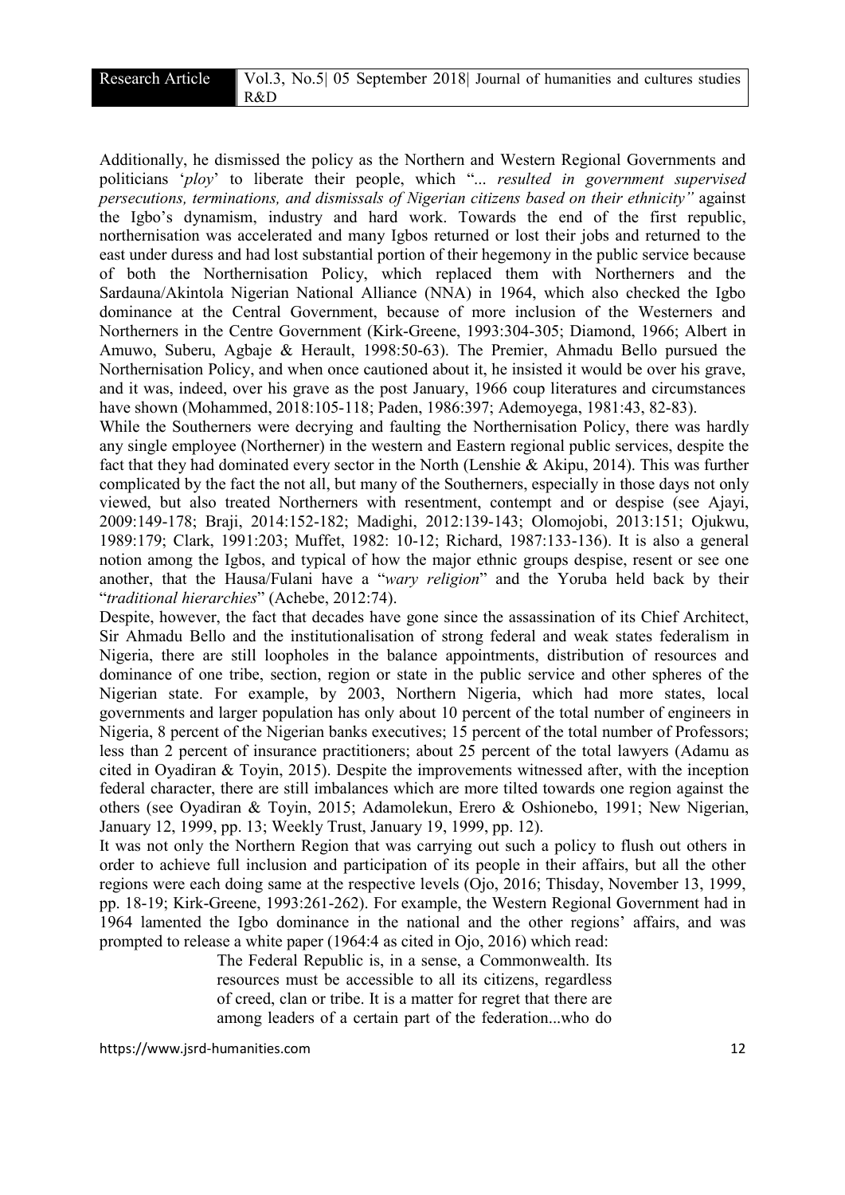Additionally, he dismissed the policy as the Northern and Western Regional Governments and politicians '*ploy*' to liberate their people, which "... *resulted in government supervised persecutions, terminations, and dismissals of Nigerian citizens based on their ethnicity"* against the Igbo's dynamism, industry and hard work. Towards the end of the first republic, northernisation was accelerated and many Igbos returned or lost their jobs and returned to the east under duress and had lost substantial portion of their hegemony in the public service because of both the Northernisation Policy, which replaced them with Northerners and the Sardauna/Akintola Nigerian National Alliance (NNA) in 1964, which also checked the Igbo dominance at the Central Government, because of more inclusion of the Westerners and Northerners in the Centre Government (Kirk-Greene, 1993:304-305; Diamond, 1966; Albert in Amuwo, Suberu, Agbaje & Herault, 1998:50-63). The Premier, Ahmadu Bello pursued the Northernisation Policy, and when once cautioned about it, he insisted it would be over his grave, and it was, indeed, over his grave as the post January, 1966 coup literatures and circumstances have shown (Mohammed, 2018:105-118; Paden, 1986:397; Ademoyega, 1981:43, 82-83).

While the Southerners were decrying and faulting the Northernisation Policy, there was hardly any single employee (Northerner) in the western and Eastern regional public services, despite the fact that they had dominated every sector in the North (Lenshie & Akipu, 2014). This was further complicated by the fact the not all, but many of the Southerners, especially in those days not only viewed, but also treated Northerners with resentment, contempt and or despise (see Ajayi, 2009:149-178; Braji, 2014:152-182; Madighi, 2012:139-143; Olomojobi, 2013:151; Ojukwu, 1989:179; Clark, 1991:203; Muffet, 1982: 10-12; Richard, 1987:133-136). It is also a general notion among the Igbos, and typical of how the major ethnic groups despise, resent or see one another, that the Hausa/Fulani have a "*wary religion*" and the Yoruba held back by their "*traditional hierarchies*" (Achebe, 2012:74).

Despite, however, the fact that decades have gone since the assassination of its Chief Architect, Sir Ahmadu Bello and the institutionalisation of strong federal and weak states federalism in Nigeria, there are still loopholes in the balance appointments, distribution of resources and dominance of one tribe, section, region or state in the public service and other spheres of the Nigerian state. For example, by 2003, Northern Nigeria, which had more states, local governments and larger population has only about 10 percent of the total number of engineers in Nigeria, 8 percent of the Nigerian banks executives; 15 percent of the total number of Professors; less than 2 percent of insurance practitioners; about 25 percent of the total lawyers (Adamu as cited in Oyadiran & Toyin, 2015). Despite the improvements witnessed after, with the inception federal character, there are still imbalances which are more tilted towards one region against the others (see Oyadiran & Toyin, 2015; Adamolekun, Erero & Oshionebo, 1991; New Nigerian, January 12, 1999, pp. 13; Weekly Trust, January 19, 1999, pp. 12).

It was not only the Northern Region that was carrying out such a policy to flush out others in order to achieve full inclusion and participation of its people in their affairs, but all the other regions were each doing same at the respective levels (Ojo, 2016; Thisday, November 13, 1999, pp. 18-19; Kirk-Greene, 1993:261-262). For example, the Western Regional Government had in 1964 lamented the Igbo dominance in the national and the other regions' affairs, and was prompted to release a white paper (1964:4 as cited in Ojo, 2016) which read:

> The Federal Republic is, in a sense, a Commonwealth. Its resources must be accessible to all its citizens, regardless of creed, clan or tribe. It is a matter for regret that there are among leaders of a certain part of the federation...who do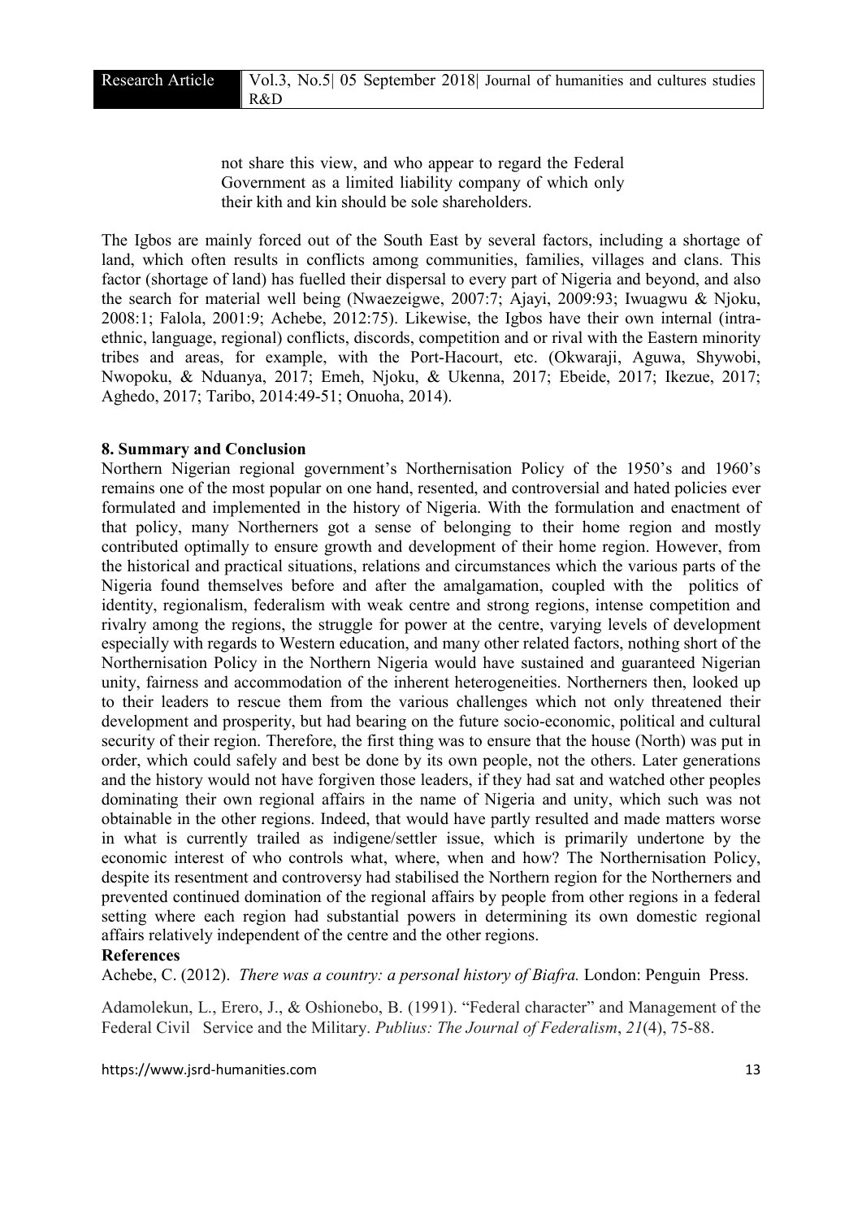> not share this view, and who appear to regard the Federal Government as a limited liability company of which only their kith and kin should be sole shareholders.

The Igbos are mainly forced out of the South East by several factors, including a shortage of land, which often results in conflicts among communities, families, villages and clans. This factor (shortage of land) has fuelled their dispersal to every part of Nigeria and beyond, and also the search for material well being (Nwaezeigwe, 2007:7; Ajayi, 2009:93; Iwuagwu & Njoku, 2008:1; Falola, 2001:9; Achebe, 2012:75). Likewise, the Igbos have their own internal (intra-ethnic, language, regional) conflicts, discords, competition and or rival with the Eastern minority tribes and areas, for example, with the Port-Hacourt, etc. (Okwaraji, Aguwa, Shywobi, Nwopoku, & Nduanya, 2017; Emeh, Njoku, & Ukenna, 2017; Ebeide, 2017; Ikezue, 2017; Aghedo, 2017; Taribo, 2014:49-51; Onuoha, 2014).

## 8. Summary and Conclusion

Northern Nigerian regional government's Northernisation Policy of the 1950's and 1960's remains one of the most popular on one hand, resented, and controversial and hated policies ever formulated and implemented in the history of Nigeria. With the formulation and enactment of that policy, many Northerners got a sense of belonging to their home region and mostly contributed optimally to ensure growth and development of their home region. However, from the historical and practical situations, relations and circumstances which the various parts of the Nigeria found themselves before and after the amalgamation, coupled with the politics of identity, regionalism, federalism with weak centre and strong regions, intense competition and rivalry among the regions, the struggle for power at the centre, varying levels of development especially with regards to Western education, and many other related factors, nothing short of the Northernisation Policy in the Northern Nigeria would have sustained and guaranteed Nigerian unity, fairness and accommodation of the inherent heterogeneities. Northerners then, looked up to their leaders to rescue them from the various challenges which not only threatened their development and prosperity, but had bearing on the future socio-economic, political and cultural security of their region. Therefore, the first thing was to ensure that the house (North) was put in order, which could safely and best be done by its own people, not the others. Later generations and the history would not have forgiven those leaders, if they had sat and watched other peoples dominating their own regional affairs in the name of Nigeria and unity, which such was not obtainable in the other regions. Indeed, that would have partly resulted and made matters worse in what is currently trailed as indigene/settler issue, which is primarily undertone by the economic interest of who controls what, where, when and how? The Northernisation Policy, despite its resentment and controversy had stabilised the Northern region for the Northerners and prevented continued domination of the regional affairs by people from other regions in a federal setting where each region had substantial powers in determining its own domestic regional affairs relatively independent of the centre and the other regions.

## References

Achebe, C. (2012). *There was a country: a personal history of Biafra.* London: Penguin Press.

Adamolekun, L., Erero, J., & Oshionebo, B. (1991). "Federal character" and Management of the Federal Civil Service and the Military. *Publius: The Journal of Federalism*, *21*(4), 75-88.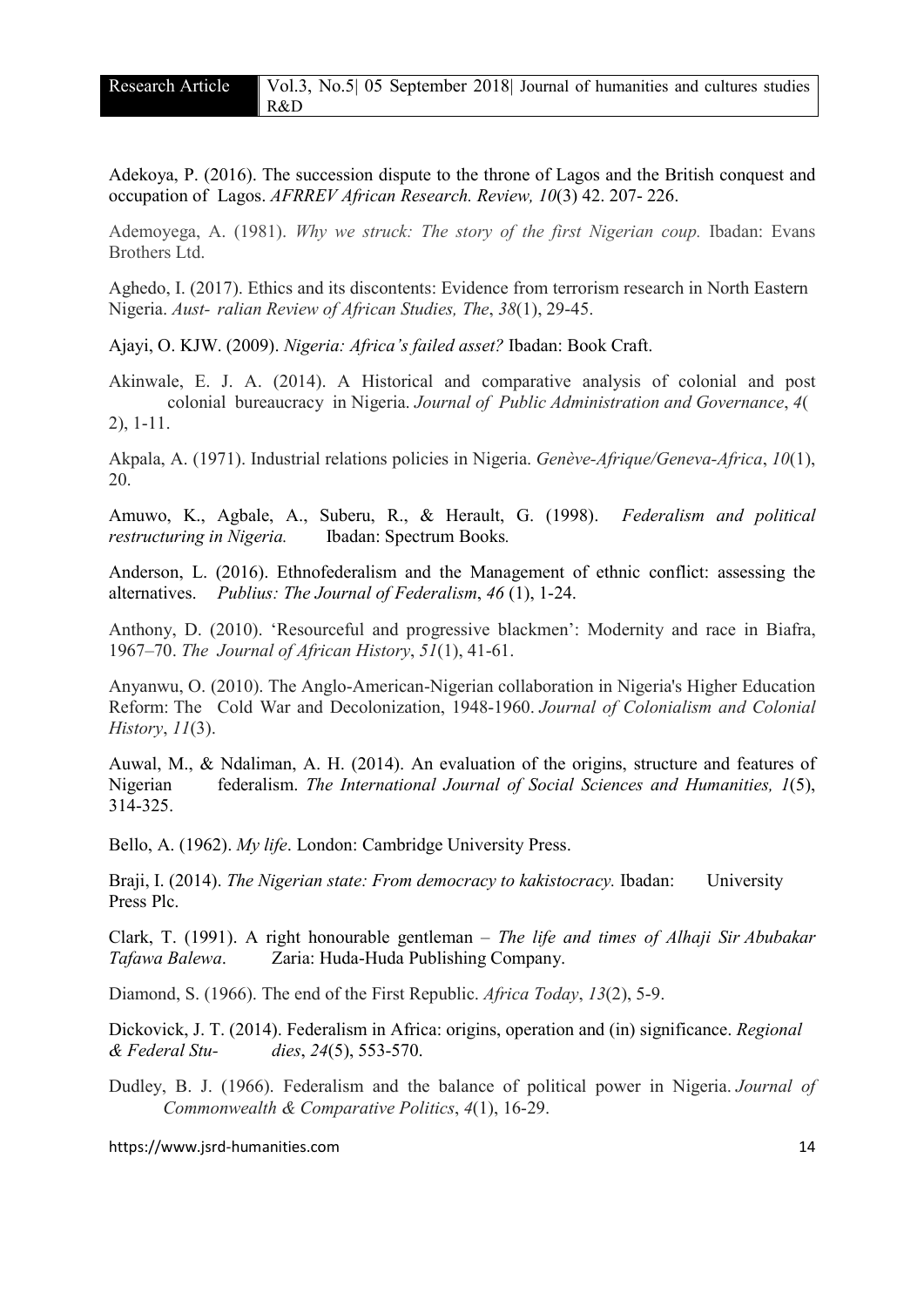Adekoya, P. (2016). The succession dispute to the throne of Lagos and the British conquest and occupation of Lagos. *AFRREV African Research. Review, 10*(3) 42. 207- 226.

Ademoyega, A. (1981). *Why we struck: The story of the first Nigerian coup.* Ibadan: Evans Brothers Ltd.

Aghedo, I. (2017). Ethics and its discontents: Evidence from terrorism research in North Eastern Nigeria. *Aust- ralian Review of African Studies, The*, *38*(1), 29-45.

Ajayi, O. KJW. (2009). *Nigeria: Africa's failed asset?* Ibadan: Book Craft.

Akinwale, E. J. A. (2014). A Historical and comparative analysis of colonial and post colonial bureaucracy in Nigeria. *Journal of Public Administration and Governance*, *4*( 2), 1-11.

Akpala, A. (1971). Industrial relations policies in Nigeria. *Genève-Afrique/Geneva-Africa*, *10*(1), 20.

Amuwo, K., Agbale, A., Suberu, R., & Herault, G. (1998). *Federalism and political restructuring in Nigeria.* Ibadan: Spectrum Books.

Anderson, L. (2016). Ethnofederalism and the Management of ethnic conflict: assessing the alternatives. *Publius: The Journal of Federalism*, *46* (1), 1-24.

Anthony, D. (2010). 'Resourceful and progressive blackmen': Modernity and race in Biafra, 1967–70. *The Journal of African History*, *51*(1), 41-61.

Anyanwu, O. (2010). The Anglo-American-Nigerian collaboration in Nigeria's Higher Education Reform: The Cold War and Decolonization, 1948-1960. *Journal of Colonialism and Colonial History*, *11*(3).

Auwal, M., & Ndaliman, A. H. (2014). An evaluation of the origins, structure and features of Nigerian federalism. *The International Journal of Social Sciences and Humanities, 1*(5), 314-325.

Bello, A. (1962). *My life*. London: Cambridge University Press.

Braji, I. (2014). *The Nigerian state: From democracy to kakistocracy.* Ibadan: University Press Plc.

Clark, T. (1991). A right honourable gentleman – *The life and times of Alhaji Sir Abubakar Tafawa Balewa*. Zaria: Huda-Huda Publishing Company.

Diamond, S. (1966). The end of the First Republic. *Africa Today*, *13*(2), 5-9.

Dickovick, J. T. (2014). Federalism in Africa: origins, operation and (in) significance. *Regional & Federal Stu- dies*, *24*(5), 553-570.

Dudley, B. J. (1966). Federalism and the balance of political power in Nigeria. *Journal of Commonwealth & Comparative Politics*, *4*(1), 16-29.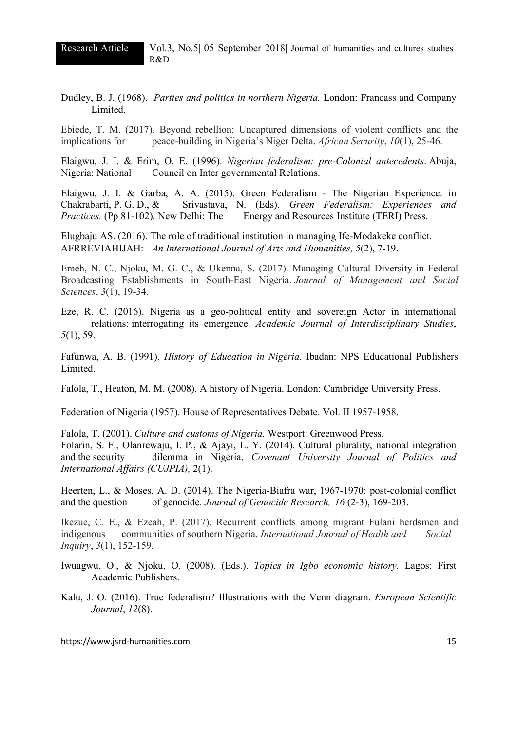Dudley, B. J. (1968). *Parties and politics in northern Nigeria.* London: Francass and Company Limited.

Ebiede, T. M. (2017). Beyond rebellion: Uncaptured dimensions of violent conflicts and the implications for peace-building in Nigeria's Niger Delta. *African Security*, *10*(1), 25-46.

Elaigwu, J. I. & Erim, O. E. (1996). *Nigerian federalism: pre-Colonial antecedents*. Abuja, Nigeria: National Council on Inter governmental Relations.

Elaigwu, J. I. & Garba, A. A. (2015). Green Federalism - The Nigerian Experience. in Chakrabarti, P. G. D., & Srivastava, N. (Eds). *Green Federalism: Experiences and Practices.* (Pp 81-102). New Delhi: The Energy and Resources Institute (TERI) Press.

Elugbaju AS. (2016). The role of traditional institution in managing Ife-Modakeke conflict. AFRREVIAHIJAH: *An International Journal of Arts and Humanities, 5*(2), 7-19.

Emeh, N. C., Njoku, M. G. C., & Ukenna, S. (2017). Managing Cultural Diversity in Federal Broadcasting Establishments in South-East Nigeria. *Journal of Management and Social Sciences*, *3*(1), 19-34.

Eze, R. C. (2016). Nigeria as a geo-political entity and sovereign Actor in international relations: interrogating its emergence. *Academic Journal of Interdisciplinary Studies*, *5*(1), 59.

Fafunwa, A. B. (1991). *History of Education in Nigeria.* Ibadan: NPS Educational Publishers Limited.

Falola, T., Heaton, M. M. (2008). A history of Nigeria. London: Cambridge University Press.

Federation of Nigeria (1957). House of Representatives Debate. Vol. II 1957-1958.

Falola, T. (2001). *Culture and customs of Nigeria.* Westport: Greenwood Press.

Folarin, S. F., Olanrewaju, I. P., & Ajayi, L. Y. (2014). Cultural plurality, national integration and the security dilemma in Nigeria. *Covenant University Journal of Politics and International Affairs (CUJPIA),* 2(1).

Heerten, L., & Moses, A. D. (2014). The Nigeria-Biafra war, 1967-1970: post-colonial conflict and the question of genocide. *Journal of Genocide Research, 16* (2-3), 169-203.

Ikezue, C. E., & Ezeah, P. (2017). Recurrent conflicts among migrant Fulani herdsmen and indigenous communities of southern Nigeria. *International Journal of Health and Social Inquiry*, *3*(1), 152-159.

Iwuagwu, O., & Njoku, O. (2008). (Eds.). *Topics in Igbo economic history.* Lagos: First Academic Publishers.

Kalu, J. O. (2016). True federalism? Illustrations with the Venn diagram. *European Scientific Journal*, *12*(8).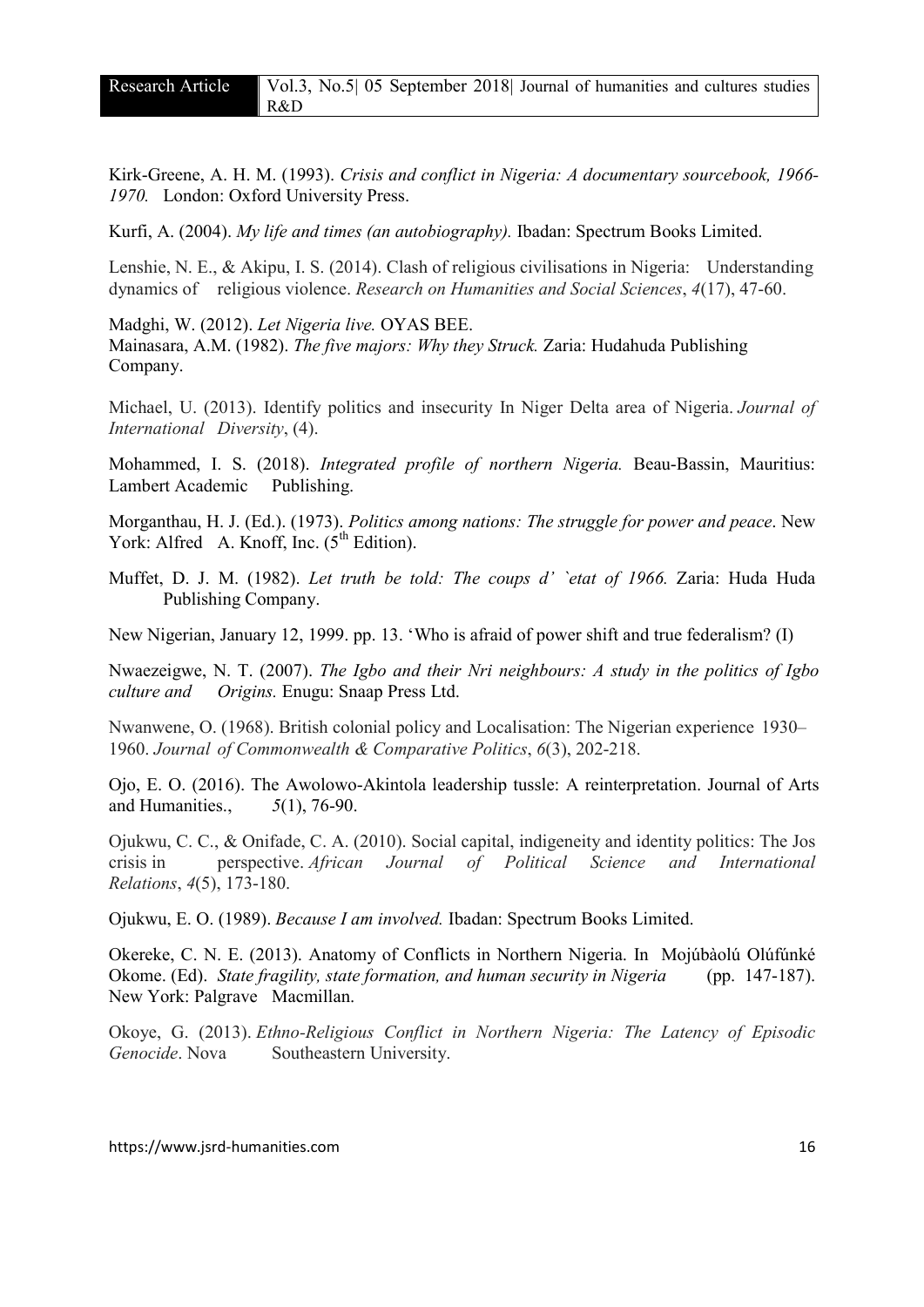Kirk-Greene, A. H. M. (1993). *Crisis and conflict in Nigeria: A documentary sourcebook, 1966-1970.* London: Oxford University Press.

Kurfi, A. (2004). *My life and times (an autobiography).* Ibadan: Spectrum Books Limited.

Lenshie, N. E., & Akipu, I. S. (2014). Clash of religious civilisations in Nigeria: Understanding dynamics of religious violence. *Research on Humanities and Social Sciences*, *4*(17), 47-60.

Madghi, W. (2012). *Let Nigeria live.* OYAS BEE.

Mainasara, A.M. (1982). *The five majors: Why they Struck.* Zaria: Hudahuda Publishing Company.

Michael, U. (2013). Identify politics and insecurity In Niger Delta area of Nigeria. *Journal of International Diversity*, (4).

Mohammed, I. S. (2018). *Integrated profile of northern Nigeria.* Beau-Bassin, Mauritius: Lambert Academic Publishing.

Morganthau, H. J. (Ed.). (1973). *Politics among nations: The struggle for power and peace*. New York: Alfred A. Knoff, Inc. (5th Edition).

Muffet, D. J. M. (1982). *Let truth be told: The coups d' `etat of 1966.* Zaria: Huda Huda Publishing Company.

New Nigerian, January 12, 1999. pp. 13. 'Who is afraid of power shift and true federalism? (I)

Nwaezeigwe, N. T. (2007). *The Igbo and their Nri neighbours: A study in the politics of Igbo culture and Origins.* Enugu: Snaap Press Ltd.

Nwanwene, O. (1968). British colonial policy and Localisation: The Nigerian experience 1930–1960. *Journal of Commonwealth & Comparative Politics*, *6*(3), 202-218.

Ojo, E. O. (2016). The Awolowo-Akintola leadership tussle: A reinterpretation. Journal of Arts and Humanities., *5*(1), 76-90.

Ojukwu, C. C., & Onifade, C. A. (2010). Social capital, indigeneity and identity politics: The Jos crisis in perspective. *African Journal of Political Science and International Relations*, *4*(5), 173-180.

Ojukwu, E. O. (1989). *Because I am involved.* Ibadan: Spectrum Books Limited.

Okereke, C. N. E. (2013). Anatomy of Conflicts in Northern Nigeria. In Mojúbàolú Olúfúnké Okome. (Ed). *State fragility, state formation, and human security in Nigeria* (pp. 147-187). New York: Palgrave Macmillan.

Okoye, G. (2013). *Ethno-Religious Conflict in Northern Nigeria: The Latency of Episodic Genocide*. Nova Southeastern University.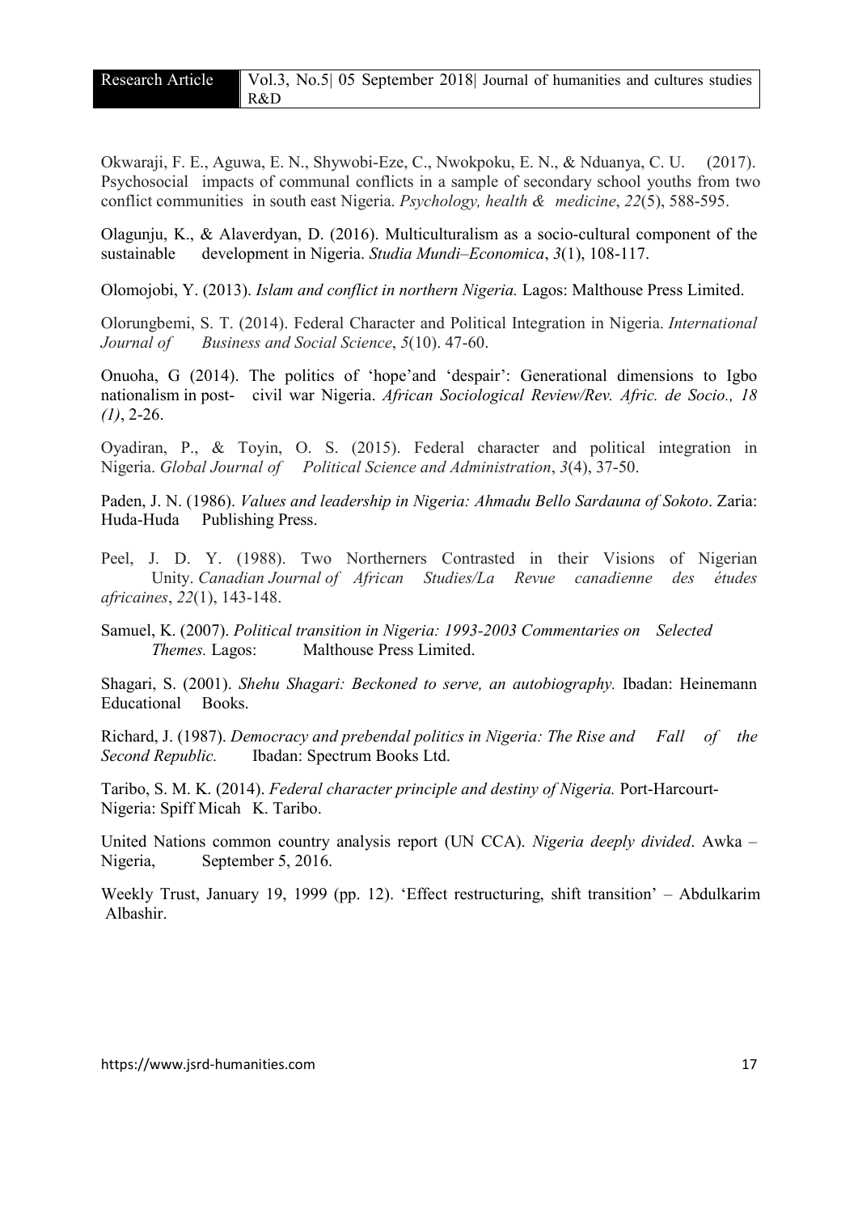Okwaraji, F. E., Aguwa, E. N., Shywobi-Eze, C., Nwokpoku, E. N., & Nduanya, C. U. (2017). Psychosocial impacts of communal conflicts in a sample of secondary school youths from two conflict communities in south east Nigeria. *Psychology, health & medicine*, *22*(5), 588-595.

Olagunju, K., & Alaverdyan, D. (2016). Multiculturalism as a socio-cultural component of the sustainable development in Nigeria. *Studia Mundi–Economica*, *3*(1), 108-117.

Olomojobi, Y. (2013). *Islam and conflict in northern Nigeria.* Lagos: Malthouse Press Limited.

Olorungbemi, S. T. (2014). Federal Character and Political Integration in Nigeria. *International Journal of Business and Social Science*, *5*(10). 47-60.

Onuoha, G (2014). The politics of 'hope'and 'despair': Generational dimensions to Igbo nationalism in post- civil war Nigeria. *African Sociological Review/Rev. Afric. de Socio., 18 (1)*, 2-26.

Oyadiran, P., & Toyin, O. S. (2015). Federal character and political integration in Nigeria. *Global Journal of Political Science and Administration*, *3*(4), 37-50.

Paden, J. N. (1986). *Values and leadership in Nigeria: Ahmadu Bello Sardauna of Sokoto*. Zaria: Huda-Huda Publishing Press.

Peel, J. D. Y. (1988). Two Northerners Contrasted in their Visions of Nigerian Unity. *Canadian Journal of African Studies/La Revue canadienne des études africaines*, *22*(1), 143-148.

Samuel, K. (2007). *Political transition in Nigeria: 1993-2003 Commentaries on Selected Themes.* Lagos: Malthouse Press Limited.

Shagari, S. (2001). *Shehu Shagari: Beckoned to serve, an autobiography.* Ibadan: Heinemann Educational Books.

Richard, J. (1987). *Democracy and prebendal politics in Nigeria: The Rise and Fall of the Second Republic.* Ibadan: Spectrum Books Ltd.

Taribo, S. M. K. (2014). *Federal character principle and destiny of Nigeria.* Port-Harcourt-Nigeria: Spiff Micah K. Taribo.

United Nations common country analysis report (UN CCA). *Nigeria deeply divided*. Awka – Nigeria, September 5, 2016.

Weekly Trust, January 19, 1999 (pp. 12). 'Effect restructuring, shift transition' – Abdulkarim Albashir.